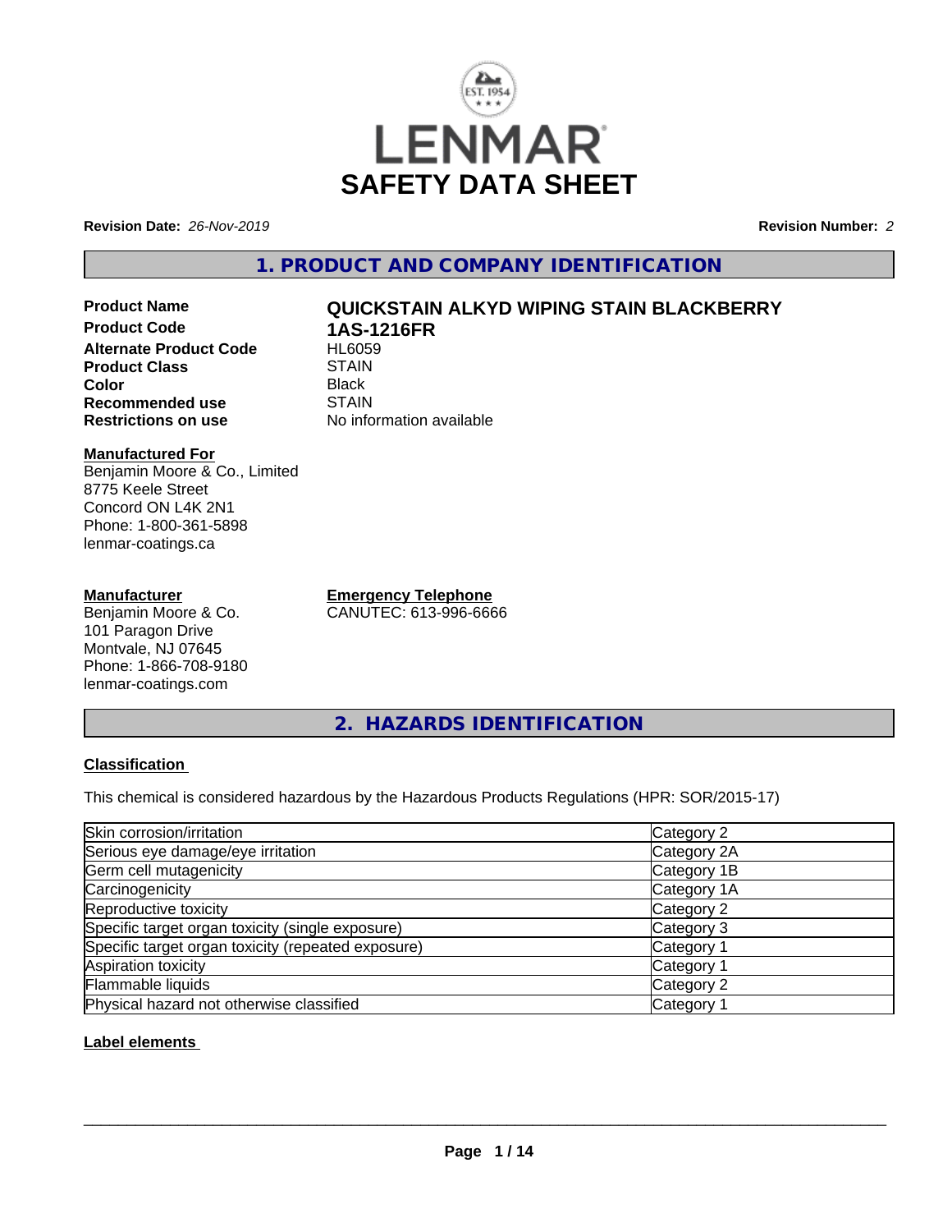LENMAR

# SAFETY DATA SHEET

**Revision Date:** *26-Nov-2019*

**Revision Number:** *2*

## 1. PRODUCT AND COMPANY IDENTIFICATION

| | |
|---|---|
| **Product Name** | **QUICKSTAIN ALKYD WIPING STAIN BLACKBERRY** |
| **Product Code** | **1AS-1216FR** |
| **Alternate Product Code** | HL6059 |
| **Product Class** | STAIN |
| **Color** | Black |
| **Recommended use** | STAIN |
| **Restrictions on use** | No information available |

**Manufactured For**
Benjamin Moore & Co., Limited
8775 Keele Street
Concord ON L4K 2N1
Phone: 1-800-361-5898
lenmar-coatings.ca

**Manufacturer**
Benjamin Moore & Co.
101 Paragon Drive
Montvale, NJ 07645
Phone: 1-866-708-9180
lenmar-coatings.com

**Emergency Telephone**
CANUTEC: 613-996-6666

## 2. HAZARDS IDENTIFICATION

### Classification

This chemical is considered hazardous by the Hazardous Products Regulations (HPR: SOR/2015-17)

| | |
|---|---|
| Skin corrosion/irritation | Category 2 |
| Serious eye damage/eye irritation | Category 2A |
| Germ cell mutagenicity | Category 1B |
| Carcinogenicity | Category 1A |
| Reproductive toxicity | Category 2 |
| Specific target organ toxicity (single exposure) | Category 3 |
| Specific target organ toxicity (repeated exposure) | Category 1 |
| Aspiration toxicity | Category 1 |
| Flammable liquids | Category 2 |
| Physical hazard not otherwise classified | Category 1 |

### Label elements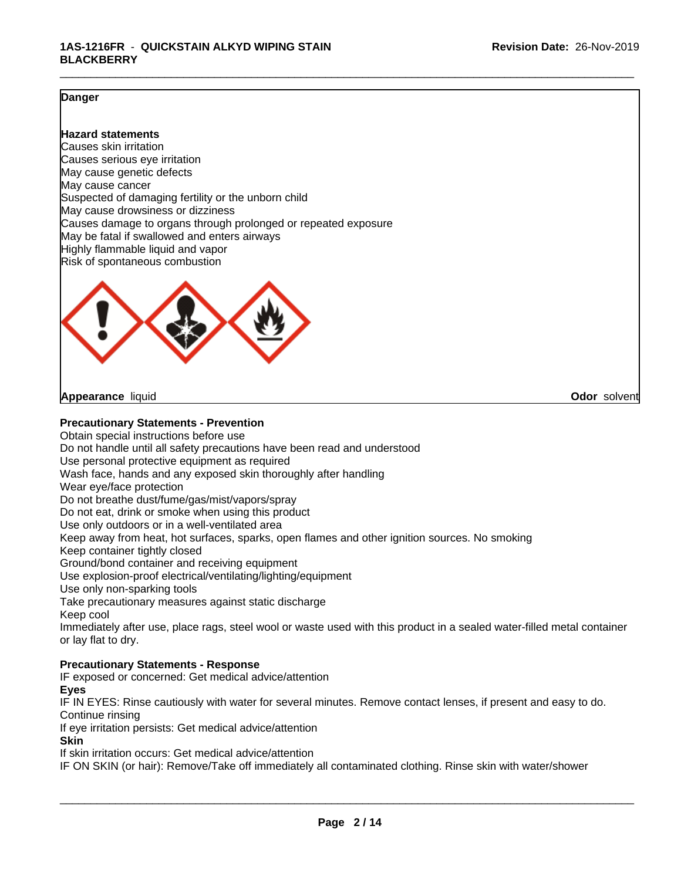**Danger**

**Hazard statements**
Causes skin irritation
Causes serious eye irritation
May cause genetic defects
May cause cancer
Suspected of damaging fertility or the unborn child
May cause drowsiness or dizziness
Causes damage to organs through prolonged or repeated exposure
May be fatal if swallowed and enters airways
Highly flammable liquid and vapor
Risk of spontaneous combustion

**Appearance** liquid **Odor** solvent

**Precautionary Statements - Prevention**
Obtain special instructions before use
Do not handle until all safety precautions have been read and understood
Use personal protective equipment as required
Wash face, hands and any exposed skin thoroughly after handling
Wear eye/face protection
Do not breathe dust/fume/gas/mist/vapors/spray
Do not eat, drink or smoke when using this product
Use only outdoors or in a well-ventilated area
Keep away from heat, hot surfaces, sparks, open flames and other ignition sources. No smoking
Keep container tightly closed
Ground/bond container and receiving equipment
Use explosion-proof electrical/ventilating/lighting/equipment
Use only non-sparking tools
Take precautionary measures against static discharge
Keep cool
Immediately after use, place rags, steel wool or waste used with this product in a sealed water-filled metal container or lay flat to dry.

**Precautionary Statements - Response**
IF exposed or concerned: Get medical advice/attention
**Eyes**
IF IN EYES: Rinse cautiously with water for several minutes. Remove contact lenses, if present and easy to do. Continue rinsing
If eye irritation persists: Get medical advice/attention
**Skin**
If skin irritation occurs: Get medical advice/attention
IF ON SKIN (or hair): Remove/Take off immediately all contaminated clothing. Rinse skin with water/shower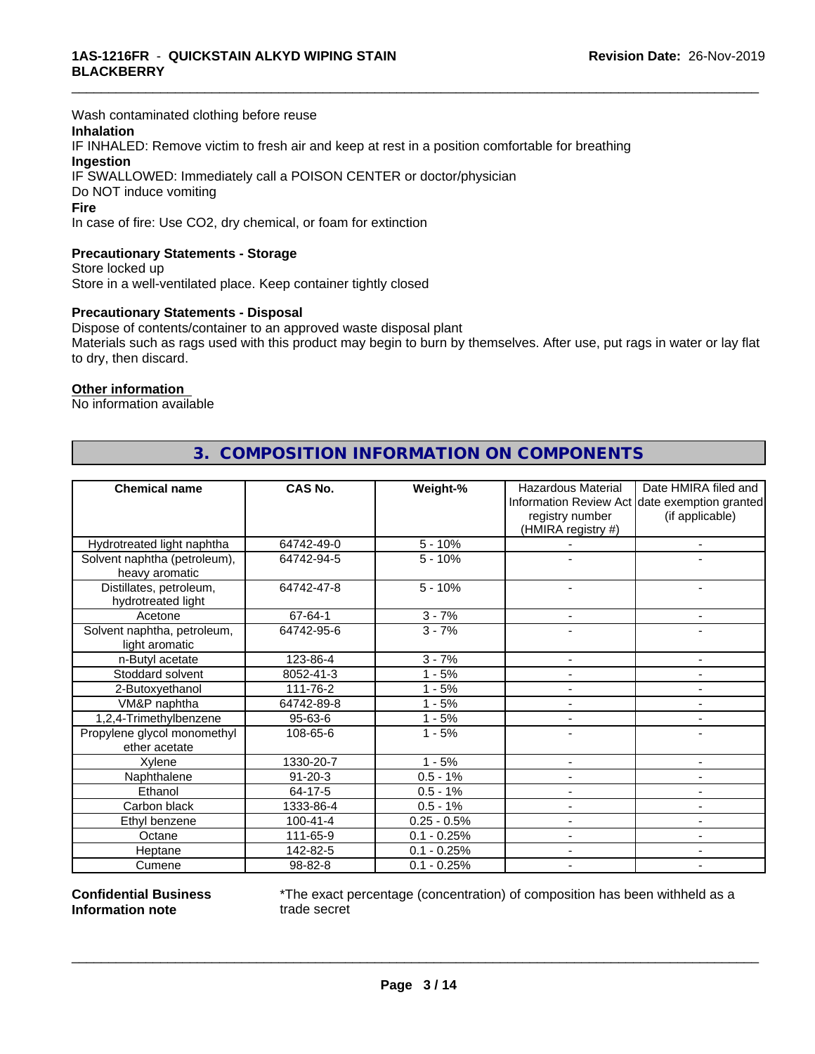Wash contaminated clothing before reuse

**Inhalation**

IF INHALED: Remove victim to fresh air and keep at rest in a position comfortable for breathing

**Ingestion**

IF SWALLOWED: Immediately call a POISON CENTER or doctor/physician

Do NOT induce vomiting

**Fire**

In case of fire: Use CO2, dry chemical, or foam for extinction

**Precautionary Statements - Storage**

Store locked up

Store in a well-ventilated place. Keep container tightly closed

**Precautionary Statements - Disposal**

Dispose of contents/container to an approved waste disposal plant

Materials such as rags used with this product may begin to burn by themselves. After use, put rags in water or lay flat to dry, then discard.

**Other information**

No information available

## 3. COMPOSITION INFORMATION ON COMPONENTS

| Chemical name | CAS No. | Weight-% | Hazardous Material Information Review Act registry number (HMIRA registry #) | Date HMIRA filed and date exemption granted (if applicable) |
|---|---|---|---|---|
| Hydrotreated light naphtha | 64742-49-0 | 5 - 10% | - | - |
| Solvent naphtha (petroleum), heavy aromatic | 64742-94-5 | 5 - 10% | - | - |
| Distillates, petroleum, hydrotreated light | 64742-47-8 | 5 - 10% | - | - |
| Acetone | 67-64-1 | 3 - 7% | - | - |
| Solvent naphtha, petroleum, light aromatic | 64742-95-6 | 3 - 7% | - | - |
| n-Butyl acetate | 123-86-4 | 3 - 7% | - | - |
| Stoddard solvent | 8052-41-3 | 1 - 5% | - | - |
| 2-Butoxyethanol | 111-76-2 | 1 - 5% | - | - |
| VM&P naphtha | 64742-89-8 | 1 - 5% | - | - |
| 1,2,4-Trimethylbenzene | 95-63-6 | 1 - 5% | - | - |
| Propylene glycol monomethyl ether acetate | 108-65-6 | 1 - 5% | - | - |
| Xylene | 1330-20-7 | 1 - 5% | - | - |
| Naphthalene | 91-20-3 | 0.5 - 1% | - | - |
| Ethanol | 64-17-5 | 0.5 - 1% | - | - |
| Carbon black | 1333-86-4 | 0.5 - 1% | - | - |
| Ethyl benzene | 100-41-4 | 0.25 - 0.5% | - | - |
| Octane | 111-65-9 | 0.1 - 0.25% | - | - |
| Heptane | 142-82-5 | 0.1 - 0.25% | - | - |
| Cumene | 98-82-8 | 0.1 - 0.25% | - | - |

**Confidential Business Information note**

*The exact percentage (concentration) of composition has been withheld as a trade secret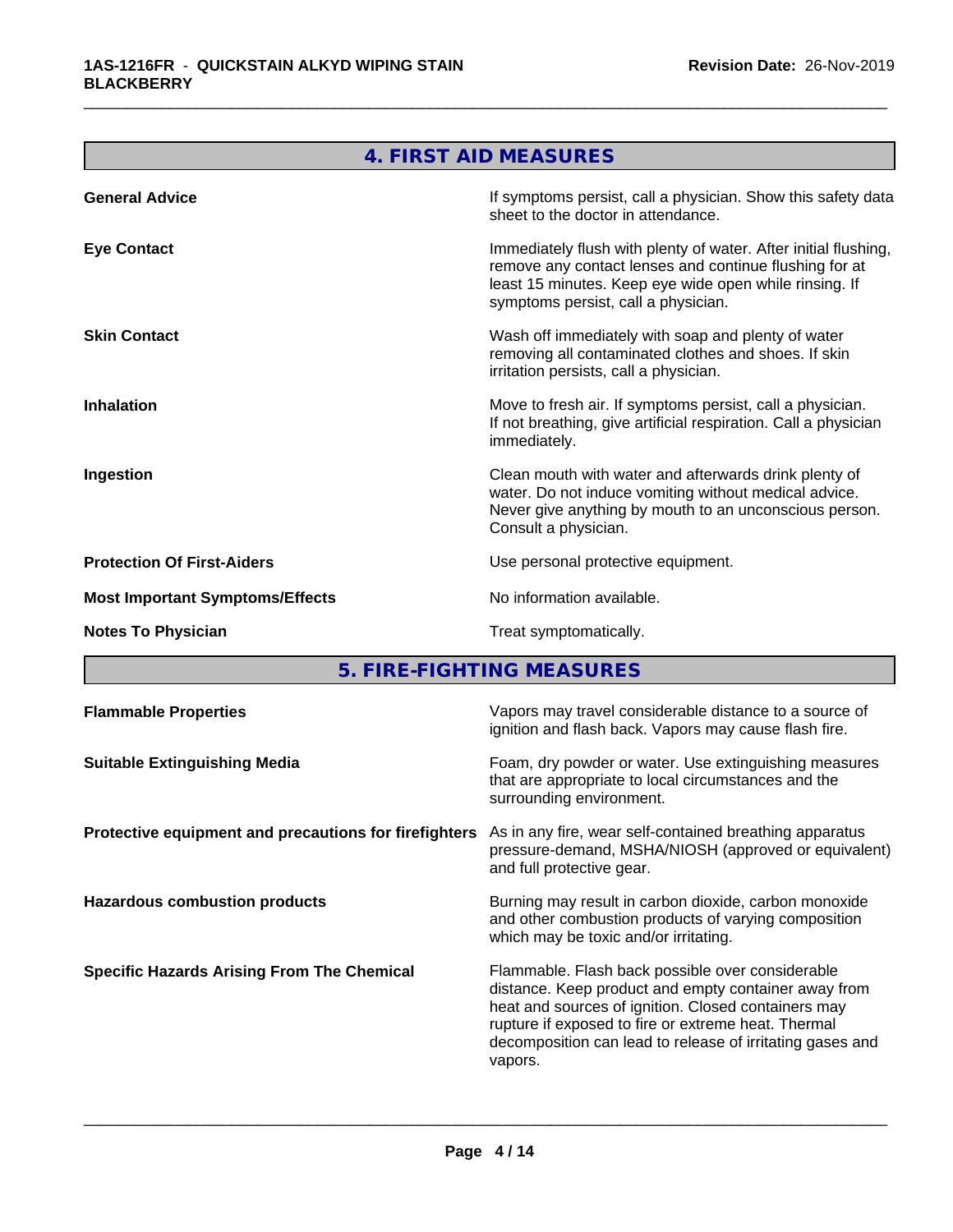## 4. FIRST AID MEASURES

| | |
|---|---|
| **General Advice** | If symptoms persist, call a physician. Show this safety data sheet to the doctor in attendance. |
| **Eye Contact** | Immediately flush with plenty of water. After initial flushing, remove any contact lenses and continue flushing for at least 15 minutes. Keep eye wide open while rinsing. If symptoms persist, call a physician. |
| **Skin Contact** | Wash off immediately with soap and plenty of water removing all contaminated clothes and shoes. If skin irritation persists, call a physician. |
| **Inhalation** | Move to fresh air. If symptoms persist, call a physician. If not breathing, give artificial respiration. Call a physician immediately. |
| **Ingestion** | Clean mouth with water and afterwards drink plenty of water. Do not induce vomiting without medical advice. Never give anything by mouth to an unconscious person. Consult a physician. |
| **Protection Of First-Aiders** | Use personal protective equipment. |
| **Most Important Symptoms/Effects** | No information available. |
| **Notes To Physician** | Treat symptomatically. |

## 5. FIRE-FIGHTING MEASURES

| | |
|---|---|
| **Flammable Properties** | Vapors may travel considerable distance to a source of ignition and flash back. Vapors may cause flash fire. |
| **Suitable Extinguishing Media** | Foam, dry powder or water. Use extinguishing measures that are appropriate to local circumstances and the surrounding environment. |
| **Protective equipment and precautions for firefighters** | As in any fire, wear self-contained breathing apparatus pressure-demand, MSHA/NIOSH (approved or equivalent) and full protective gear. |
| **Hazardous combustion products** | Burning may result in carbon dioxide, carbon monoxide and other combustion products of varying composition which may be toxic and/or irritating. |
| **Specific Hazards Arising From The Chemical** | Flammable. Flash back possible over considerable distance. Keep product and empty container away from heat and sources of ignition. Closed containers may rupture if exposed to fire or extreme heat. Thermal decomposition can lead to release of irritating gases and vapors. |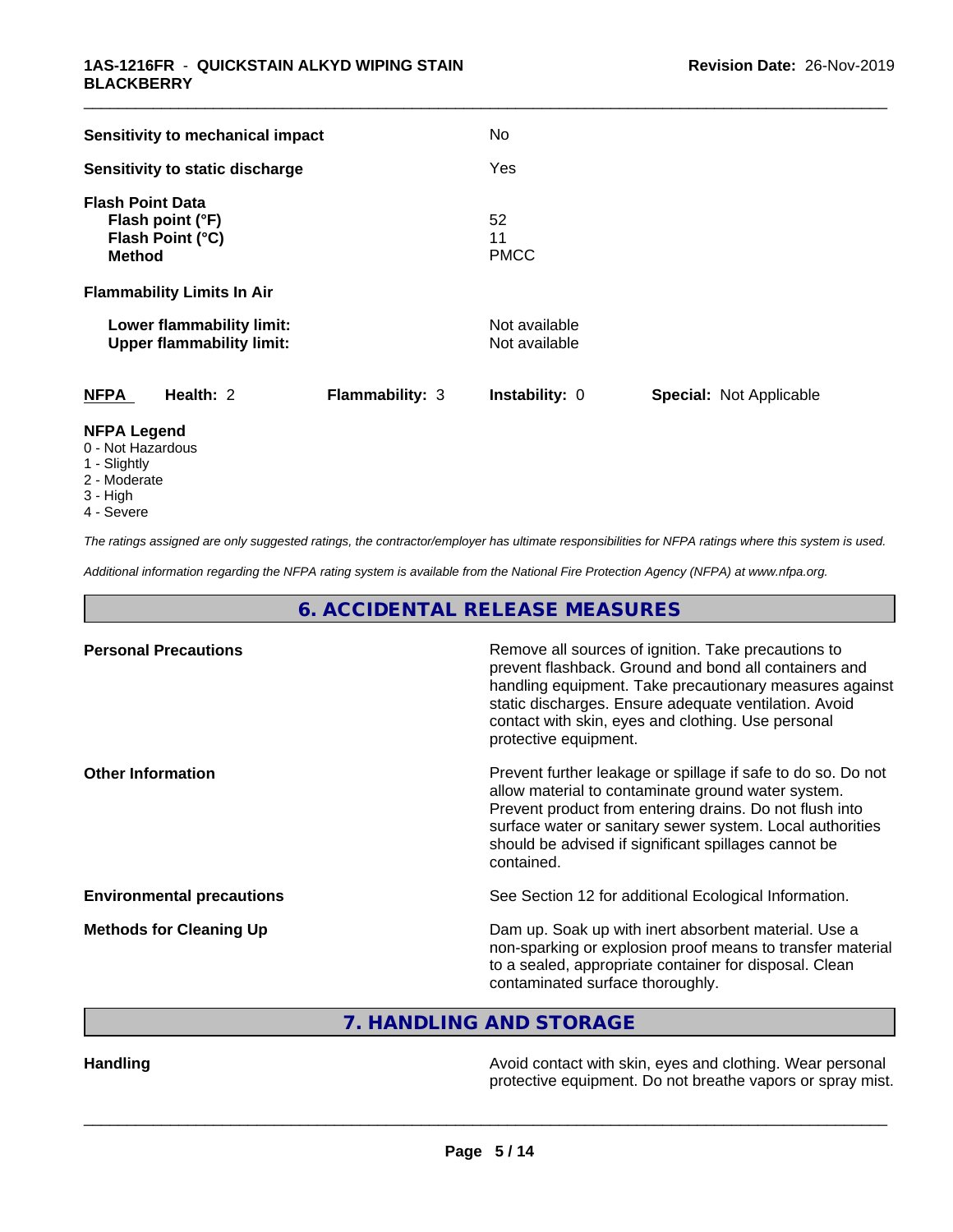| | |
|---|---|
| **Sensitivity to mechanical impact** | No |
| **Sensitivity to static discharge** | Yes |

**Flash Point Data**

| | |
|---|---|
| **Flash point (°F)** | 52 |
| **Flash Point (°C)** | 11 |
| **Method** | PMCC |

**Flammability Limits In Air**

| | |
|---|---|
| **Lower flammability limit:** | Not available |
| **Upper flammability limit:** | Not available |

| **NFPA** | **Health:** 2 | **Flammability:** 3 | **Instability:** 0 | **Special:** Not Applicable |
|---|---|---|---|---|

**NFPA Legend**

- 0 - Not Hazardous
- 1 - Slightly
- 2 - Moderate
- 3 - High
- 4 - Severe

*The ratings assigned are only suggested ratings, the contractor/employer has ultimate responsibilities for NFPA ratings where this system is used.*

*Additional information regarding the NFPA rating system is available from the National Fire Protection Agency (NFPA) at www.nfpa.org.*

## 6. ACCIDENTAL RELEASE MEASURES

| | |
|---|---|
| **Personal Precautions** | Remove all sources of ignition. Take precautions to prevent flashback. Ground and bond all containers and handling equipment. Take precautionary measures against static discharges. Ensure adequate ventilation. Avoid contact with skin, eyes and clothing. Use personal protective equipment. |
| **Other Information** | Prevent further leakage or spillage if safe to do so. Do not allow material to contaminate ground water system. Prevent product from entering drains. Do not flush into surface water or sanitary sewer system. Local authorities should be advised if significant spillages cannot be contained. |
| **Environmental precautions** | See Section 12 for additional Ecological Information. |
| **Methods for Cleaning Up** | Dam up. Soak up with inert absorbent material. Use a non-sparking or explosion proof means to transfer material to a sealed, appropriate container for disposal. Clean contaminated surface thoroughly. |

## 7. HANDLING AND STORAGE

| | |
|---|---|
| **Handling** | Avoid contact with skin, eyes and clothing. Wear personal protective equipment. Do not breathe vapors or spray mist. |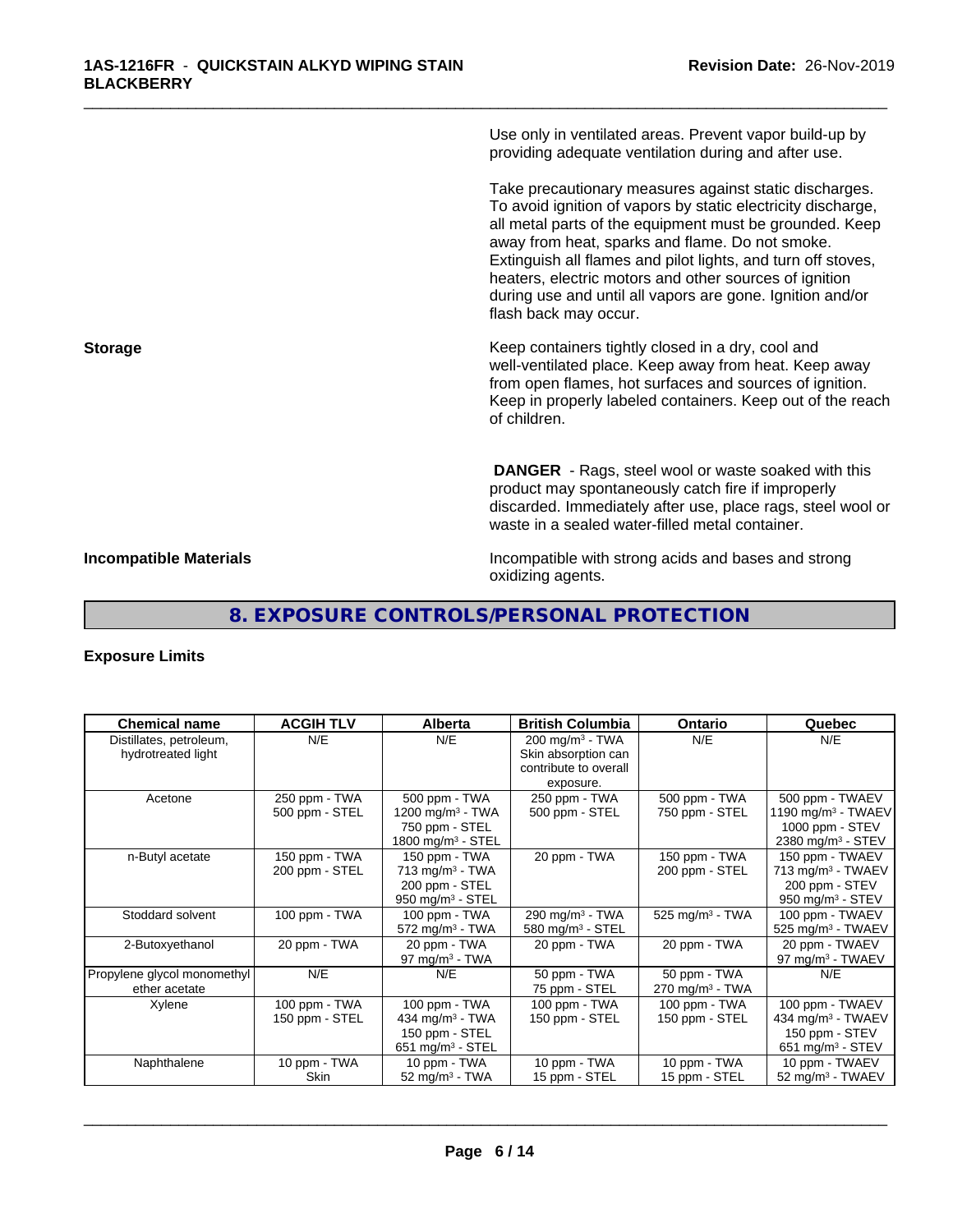Use only in ventilated areas. Prevent vapor build-up by providing adequate ventilation during and after use.

Take precautionary measures against static discharges. To avoid ignition of vapors by static electricity discharge, all metal parts of the equipment must be grounded. Keep away from heat, sparks and flame. Do not smoke. Extinguish all flames and pilot lights, and turn off stoves, heaters, electric motors and other sources of ignition during use and until all vapors are gone. Ignition and/or flash back may occur.

**Storage**

Keep containers tightly closed in a dry, cool and well-ventilated place. Keep away from heat. Keep away from open flames, hot surfaces and sources of ignition. Keep in properly labeled containers. Keep out of the reach of children.

**DANGER** - Rags, steel wool or waste soaked with this product may spontaneously catch fire if improperly discarded. Immediately after use, place rags, steel wool or waste in a sealed water-filled metal container.

**Incompatible Materials**

Incompatible with strong acids and bases and strong oxidizing agents.

## 8. EXPOSURE CONTROLS/PERSONAL PROTECTION

### Exposure Limits

| Chemical name | ACGIH TLV | Alberta | British Columbia | Ontario | Quebec |
|---|---|---|---|---|---|
| Distillates, petroleum, hydrotreated light | N/E | N/E | 200 mg/m³ - TWA<br>Skin absorption can contribute to overall exposure. | N/E | N/E |
| Acetone | 250 ppm - TWA<br>500 ppm - STEL | 500 ppm - TWA<br>1200 mg/m³ - TWA<br>750 ppm - STEL<br>1800 mg/m³ - STEL | 250 ppm - TWA<br>500 ppm - STEL | 500 ppm - TWA<br>750 ppm - STEL | 500 ppm - TWAEV<br>1190 mg/m³ - TWAEV<br>1000 ppm - STEV<br>2380 mg/m³ - STEV |
| n-Butyl acetate | 150 ppm - TWA<br>200 ppm - STEL | 150 ppm - TWA<br>713 mg/m³ - TWA<br>200 ppm - STEL<br>950 mg/m³ - STEL | 20 ppm - TWA | 150 ppm - TWA<br>200 ppm - STEL | 150 ppm - TWAEV<br>713 mg/m³ - TWAEV<br>200 ppm - STEV<br>950 mg/m³ - STEV |
| Stoddard solvent | 100 ppm - TWA | 100 ppm - TWA<br>572 mg/m³ - TWA | 290 mg/m³ - TWA<br>580 mg/m³ - STEL | 525 mg/m³ - TWA | 100 ppm - TWAEV<br>525 mg/m³ - TWAEV |
| 2-Butoxyethanol | 20 ppm - TWA | 20 ppm - TWA<br>97 mg/m³ - TWA | 20 ppm - TWA | 20 ppm - TWA | 20 ppm - TWAEV<br>97 mg/m³ - TWAEV |
| Propylene glycol monomethyl ether acetate | N/E | N/E | 50 ppm - TWA<br>75 ppm - STEL | 50 ppm - TWA<br>270 mg/m³ - TWA | N/E |
| Xylene | 100 ppm - TWA<br>150 ppm - STEL | 100 ppm - TWA<br>434 mg/m³ - TWA<br>150 ppm - STEL<br>651 mg/m³ - STEL | 100 ppm - TWA<br>150 ppm - STEL | 100 ppm - TWA<br>150 ppm - STEL | 100 ppm - TWAEV<br>434 mg/m³ - TWAEV<br>150 ppm - STEV<br>651 mg/m³ - STEV |
| Naphthalene | 10 ppm - TWA<br>Skin | 10 ppm - TWA<br>52 mg/m³ - TWA | 10 ppm - TWA<br>15 ppm - STEL | 10 ppm - TWA<br>15 ppm - STEL | 10 ppm - TWAEV<br>52 mg/m³ - TWAEV |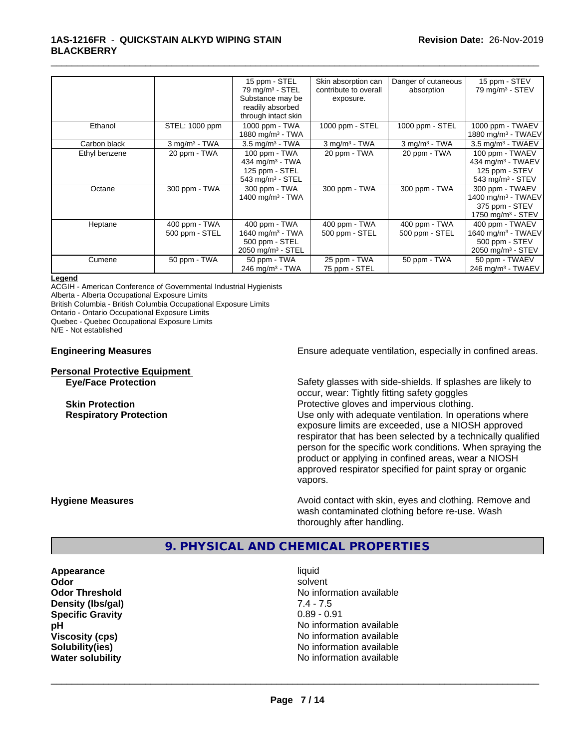| | | 15 ppm - STEL<br>79 mg/m³ - STEL<br>Substance may be readily absorbed through intact skin | Skin absorption can contribute to overall exposure. | Danger of cutaneous absorption | 15 ppm - STEV<br>79 mg/m³ - STEV |
|---|---|---|---|---|---|
| Ethanol | STEL: 1000 ppm | 1000 ppm - TWA<br>1880 mg/m³ - TWA | 1000 ppm - STEL | 1000 ppm - STEL | 1000 ppm - TWAEV<br>1880 mg/m³ - TWAEV |
| Carbon black | 3 mg/m³ - TWA | 3.5 mg/m³ - TWA | 3 mg/m³ - TWA | 3 mg/m³ - TWA | 3.5 mg/m³ - TWAEV |
| Ethyl benzene | 20 ppm - TWA | 100 ppm - TWA<br>434 mg/m³ - TWA<br>125 ppm - STEL<br>543 mg/m³ - STEL | 20 ppm - TWA | 20 ppm - TWA | 100 ppm - TWAEV<br>434 mg/m³ - TWAEV<br>125 ppm - STEV<br>543 mg/m³ - STEV |
| Octane | 300 ppm - TWA | 300 ppm - TWA<br>1400 mg/m³ - TWA | 300 ppm - TWA | 300 ppm - TWA | 300 ppm - TWAEV<br>1400 mg/m³ - TWAEV<br>375 ppm - STEV<br>1750 mg/m³ - STEV |
| Heptane | 400 ppm - TWA<br>500 ppm - STEL | 400 ppm - TWA<br>1640 mg/m³ - TWA<br>500 ppm - STEL<br>2050 mg/m³ - STEL | 400 ppm - TWA<br>500 ppm - STEL | 400 ppm - TWA<br>500 ppm - STEL | 400 ppm - TWAEV<br>1640 mg/m³ - TWAEV<br>500 ppm - STEV<br>2050 mg/m³ - STEV |
| Cumene | 50 ppm - TWA | 50 ppm - TWA<br>246 mg/m³ - TWA | 25 ppm - TWA<br>75 ppm - STEL | 50 ppm - TWA | 50 ppm - TWAEV<br>246 mg/m³ - TWAEV |

**Legend**

ACGIH - American Conference of Governmental Industrial Hygienists
Alberta - Alberta Occupational Exposure Limits
British Columbia - British Columbia Occupational Exposure Limits
Ontario - Ontario Occupational Exposure Limits
Quebec - Quebec Occupational Exposure Limits
N/E - Not established

**Engineering Measures** Ensure adequate ventilation, especially in confined areas.

**Personal Protective Equipment**

**Eye/Face Protection** Safety glasses with side-shields. If splashes are likely to occur, wear: Tightly fitting safety goggles

**Skin Protection** Protective gloves and impervious clothing.

**Respiratory Protection** Use only with adequate ventilation. In operations where exposure limits are exceeded, use a NIOSH approved respirator that has been selected by a technically qualified person for the specific work conditions. When spraying the product or applying in confined areas, wear a NIOSH approved respirator specified for paint spray or organic vapors.

**Hygiene Measures** Avoid contact with skin, eyes and clothing. Remove and wash contaminated clothing before re-use. Wash thoroughly after handling.

## 9. PHYSICAL AND CHEMICAL PROPERTIES

| | |
|---|---|
| **Appearance** | liquid |
| **Odor** | solvent |
| **Odor Threshold** | No information available |
| **Density (lbs/gal)** | 7.4 - 7.5 |
| **Specific Gravity** | 0.89 - 0.91 |
| **pH** | No information available |
| **Viscosity (cps)** | No information available |
| **Solubility(ies)** | No information available |
| **Water solubility** | No information available |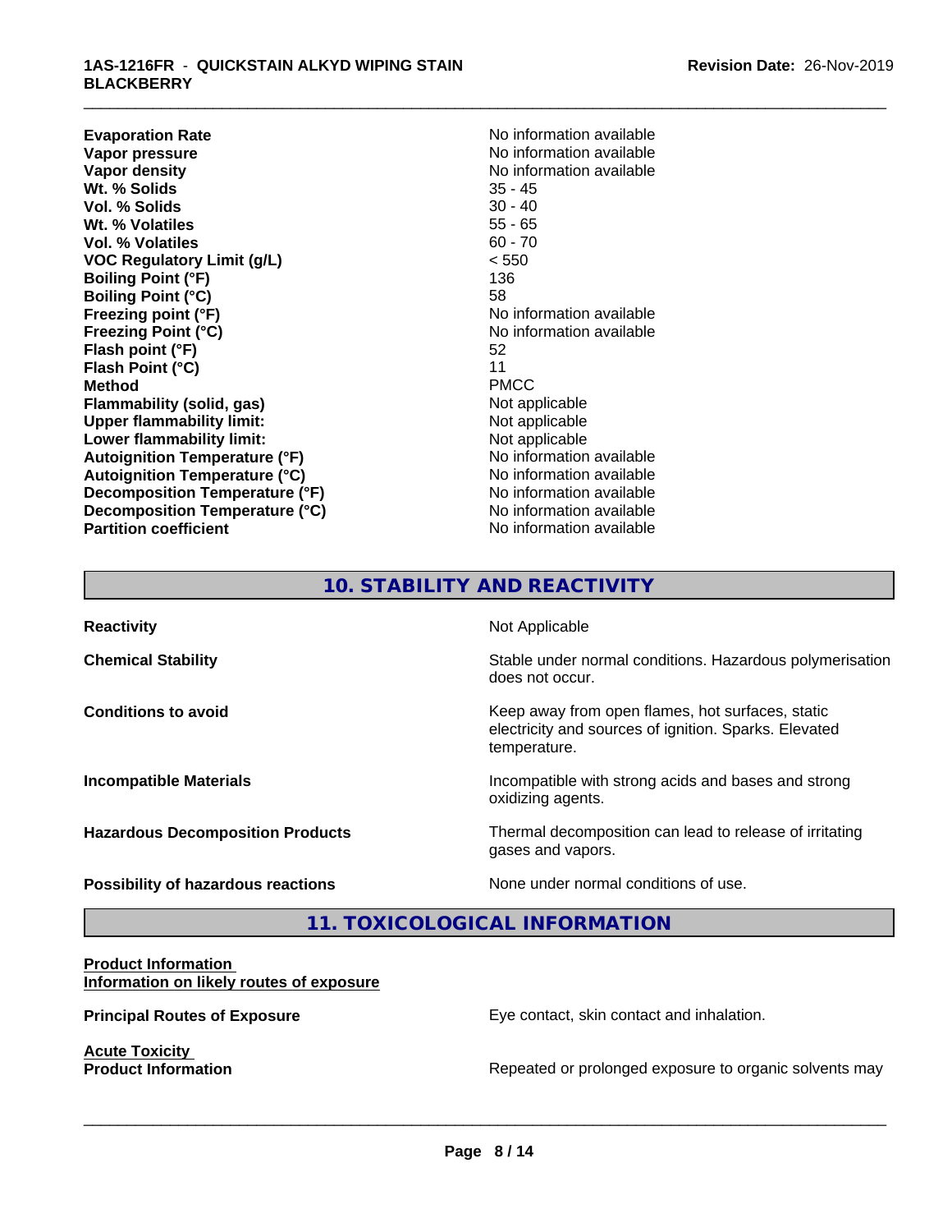| | |
|---|---|
| **Evaporation Rate** | No information available |
| **Vapor pressure** | No information available |
| **Vapor density** | No information available |
| **Wt. % Solids** | 35 - 45 |
| **Vol. % Solids** | 30 - 40 |
| **Wt. % Volatiles** | 55 - 65 |
| **Vol. % Volatiles** | 60 - 70 |
| **VOC Regulatory Limit (g/L)** | < 550 |
| **Boiling Point (°F)** | 136 |
| **Boiling Point (°C)** | 58 |
| **Freezing point (°F)** | No information available |
| **Freezing Point (°C)** | No information available |
| **Flash point (°F)** | 52 |
| **Flash Point (°C)** | 11 |
| **Method** | PMCC |
| **Flammability (solid, gas)** | Not applicable |
| **Upper flammability limit:** | Not applicable |
| **Lower flammability limit:** | Not applicable |
| **Autoignition Temperature (°F)** | No information available |
| **Autoignition Temperature (°C)** | No information available |
| **Decomposition Temperature (°F)** | No information available |
| **Decomposition Temperature (°C)** | No information available |
| **Partition coefficient** | No information available |

## 10. STABILITY AND REACTIVITY

| | |
|---|---|
| **Reactivity** | Not Applicable |
| **Chemical Stability** | Stable under normal conditions. Hazardous polymerisation does not occur. |
| **Conditions to avoid** | Keep away from open flames, hot surfaces, static electricity and sources of ignition. Sparks. Elevated temperature. |
| **Incompatible Materials** | Incompatible with strong acids and bases and strong oxidizing agents. |
| **Hazardous Decomposition Products** | Thermal decomposition can lead to release of irritating gases and vapors. |
| **Possibility of hazardous reactions** | None under normal conditions of use. |

## 11. TOXICOLOGICAL INFORMATION

**Product Information**
**Information on likely routes of exposure**

**Principal Routes of Exposure** Eye contact, skin contact and inhalation.

**Acute Toxicity**
**Product Information** Repeated or prolonged exposure to organic solvents may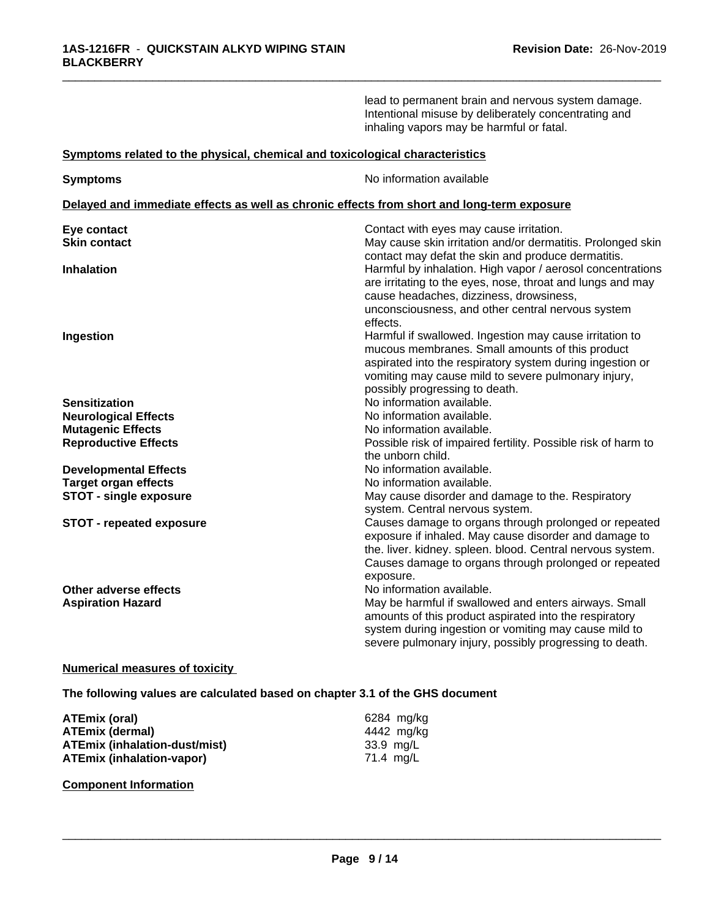lead to permanent brain and nervous system damage. Intentional misuse by deliberately concentrating and inhaling vapors may be harmful or fatal.

**Symptoms related to the physical, chemical and toxicological characteristics**

| | |
|---|---|
| **Symptoms** | No information available |

**Delayed and immediate effects as well as chronic effects from short and long-term exposure**

| | |
|---|---|
| **Eye contact** | Contact with eyes may cause irritation. |
| **Skin contact** | May cause skin irritation and/or dermatitis. Prolonged skin contact may defat the skin and produce dermatitis. |
| **Inhalation** | Harmful by inhalation. High vapor / aerosol concentrations are irritating to the eyes, nose, throat and lungs and may cause headaches, dizziness, drowsiness, unconsciousness, and other central nervous system effects. |
| **Ingestion** | Harmful if swallowed. Ingestion may cause irritation to mucous membranes. Small amounts of this product aspirated into the respiratory system during ingestion or vomiting may cause mild to severe pulmonary injury, possibly progressing to death. |
| **Sensitization** | No information available. |
| **Neurological Effects** | No information available. |
| **Mutagenic Effects** | No information available. |
| **Reproductive Effects** | Possible risk of impaired fertility. Possible risk of harm to the unborn child. |
| **Developmental Effects** | No information available. |
| **Target organ effects** | No information available. |
| **STOT - single exposure** | May cause disorder and damage to the. Respiratory system. Central nervous system. |
| **STOT - repeated exposure** | Causes damage to organs through prolonged or repeated exposure if inhaled. May cause disorder and damage to the. liver. kidney. spleen. blood. Central nervous system. Causes damage to organs through prolonged or repeated exposure. |
| **Other adverse effects** | No information available. |
| **Aspiration Hazard** | May be harmful if swallowed and enters airways. Small amounts of this product aspirated into the respiratory system during ingestion or vomiting may cause mild to severe pulmonary injury, possibly progressing to death. |

**Numerical measures of toxicity**

**The following values are calculated based on chapter 3.1 of the GHS document**

| | |
|---|---|
| **ATEmix (oral)** | 6284 mg/kg |
| **ATEmix (dermal)** | 4442 mg/kg |
| **ATEmix (inhalation-dust/mist)** | 33.9 mg/L |
| **ATEmix (inhalation-vapor)** | 71.4 mg/L |

**Component Information**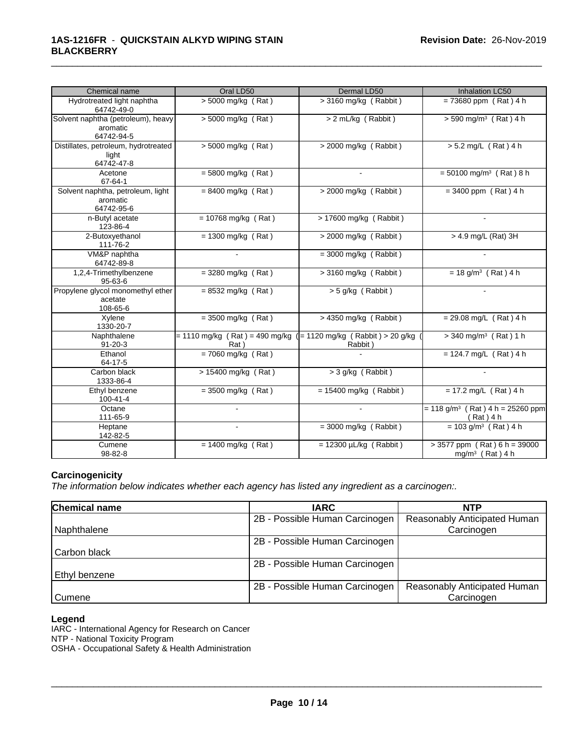| Chemical name | Oral LD50 | Dermal LD50 | Inhalation LC50 |
|---|---|---|---|
| Hydrotreated light naphtha 64742-49-0 | > 5000 mg/kg ( Rat ) | > 3160 mg/kg ( Rabbit ) | = 73680 ppm ( Rat ) 4 h |
| Solvent naphtha (petroleum), heavy aromatic 64742-94-5 | > 5000 mg/kg ( Rat ) | > 2 mL/kg ( Rabbit ) | > 590 mg/m³ ( Rat ) 4 h |
| Distillates, petroleum, hydrotreated light 64742-47-8 | > 5000 mg/kg ( Rat ) | > 2000 mg/kg ( Rabbit ) | > 5.2 mg/L ( Rat ) 4 h |
| Acetone 67-64-1 | = 5800 mg/kg ( Rat ) | - | = 50100 mg/m³ ( Rat ) 8 h |
| Solvent naphtha, petroleum, light aromatic 64742-95-6 | = 8400 mg/kg ( Rat ) | > 2000 mg/kg ( Rabbit ) | = 3400 ppm ( Rat ) 4 h |
| n-Butyl acetate 123-86-4 | = 10768 mg/kg ( Rat ) | > 17600 mg/kg ( Rabbit ) | - |
| 2-Butoxyethanol 111-76-2 | = 1300 mg/kg ( Rat ) | > 2000 mg/kg ( Rabbit ) | > 4.9 mg/L (Rat) 3H |
| VM&P naphtha 64742-89-8 | - | = 3000 mg/kg ( Rabbit ) | - |
| 1,2,4-Trimethylbenzene 95-63-6 | = 3280 mg/kg ( Rat ) | > 3160 mg/kg ( Rabbit ) | = 18 g/m³ ( Rat ) 4 h |
| Propylene glycol monomethyl ether acetate 108-65-6 | = 8532 mg/kg ( Rat ) | > 5 g/kg ( Rabbit ) | - |
| Xylene 1330-20-7 | = 3500 mg/kg ( Rat ) | > 4350 mg/kg ( Rabbit ) | = 29.08 mg/L ( Rat ) 4 h |
| Naphthalene 91-20-3 | = 1110 mg/kg ( Rat ) = 490 mg/kg ( Rat ) | = 1120 mg/kg ( Rabbit ) > 20 g/kg ( Rabbit ) | > 340 mg/m³ ( Rat ) 1 h |
| Ethanol 64-17-5 | = 7060 mg/kg ( Rat ) | - | = 124.7 mg/L ( Rat ) 4 h |
| Carbon black 1333-86-4 | > 15400 mg/kg ( Rat ) | > 3 g/kg ( Rabbit ) | - |
| Ethyl benzene 100-41-4 | = 3500 mg/kg ( Rat ) | = 15400 mg/kg ( Rabbit ) | = 17.2 mg/L ( Rat ) 4 h |
| Octane 111-65-9 | - | - | = 118 g/m³ ( Rat ) 4 h = 25260 ppm ( Rat ) 4 h |
| Heptane 142-82-5 | - | = 3000 mg/kg ( Rabbit ) | = 103 g/m³ ( Rat ) 4 h |
| Cumene 98-82-8 | = 1400 mg/kg ( Rat ) | = 12300 µL/kg ( Rabbit ) | > 3577 ppm ( Rat ) 6 h = 39000 mg/m³ ( Rat ) 4 h |

### Carcinogenicity

*The information below indicates whether each agency has listed any ingredient as a carcinogen:.*

| Chemical name | IARC | NTP |
|---|---|---|
| Naphthalene | 2B - Possible Human Carcinogen | Reasonably Anticipated Human Carcinogen |
| Carbon black | 2B - Possible Human Carcinogen | |
| Ethyl benzene | 2B - Possible Human Carcinogen | |
| Cumene | 2B - Possible Human Carcinogen | Reasonably Anticipated Human Carcinogen |

**Legend**

IARC - International Agency for Research on Cancer
NTP - National Toxicity Program
OSHA - Occupational Safety & Health Administration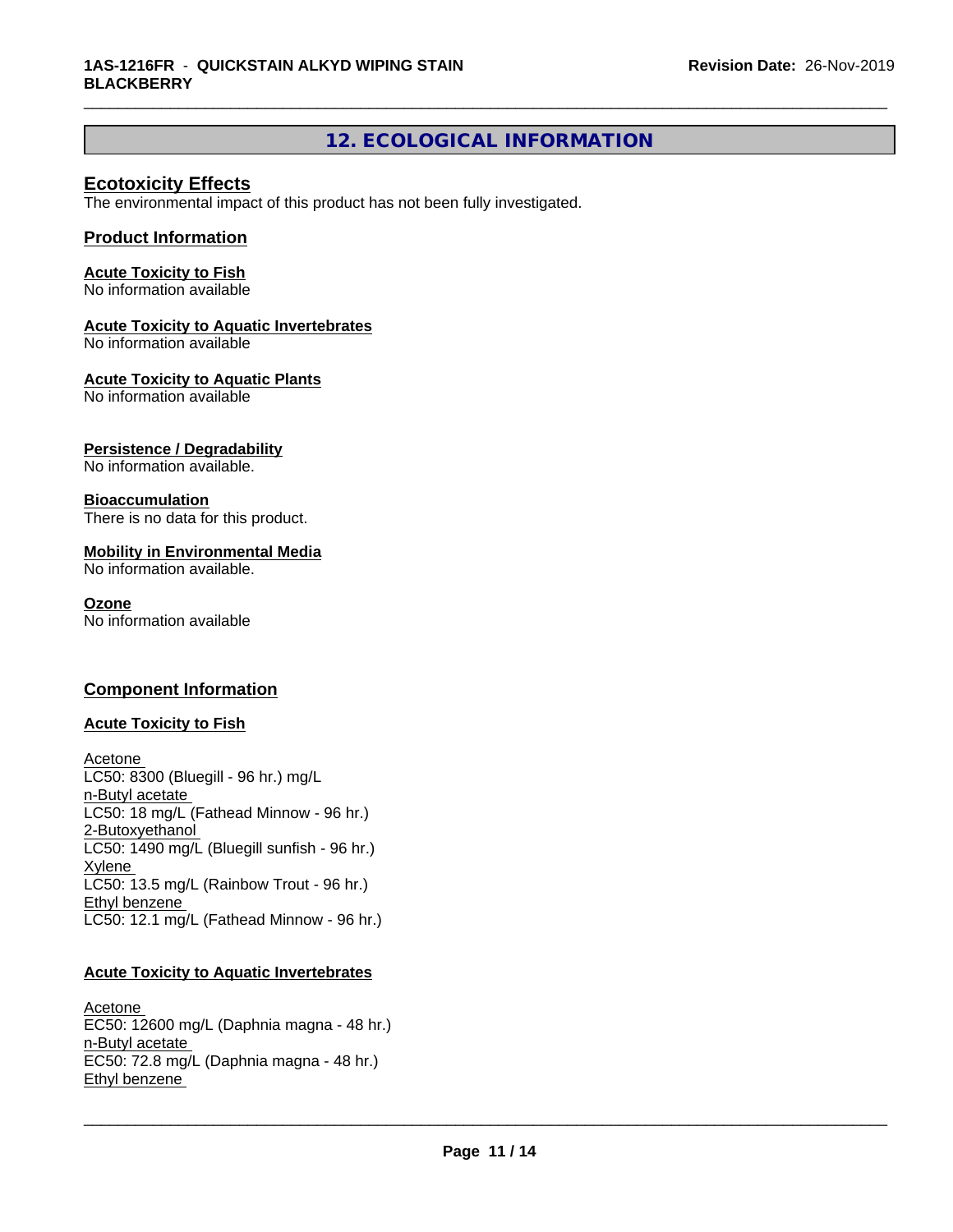## 12. ECOLOGICAL INFORMATION

### Ecotoxicity Effects

The environmental impact of this product has not been fully investigated.

### Product Information

**Acute Toxicity to Fish**
No information available

**Acute Toxicity to Aquatic Invertebrates**
No information available

**Acute Toxicity to Aquatic Plants**
No information available

**Persistence / Degradability**
No information available.

**Bioaccumulation**
There is no data for this product.

**Mobility in Environmental Media**
No information available.

**Ozone**
No information available

### Component Information

**Acute Toxicity to Fish**

Acetone
LC50: 8300 (Bluegill - 96 hr.) mg/L
n-Butyl acetate
LC50: 18 mg/L (Fathead Minnow - 96 hr.)
2-Butoxyethanol
LC50: 1490 mg/L (Bluegill sunfish - 96 hr.)
Xylene
LC50: 13.5 mg/L (Rainbow Trout - 96 hr.)
Ethyl benzene
LC50: 12.1 mg/L (Fathead Minnow - 96 hr.)

**Acute Toxicity to Aquatic Invertebrates**

Acetone
EC50: 12600 mg/L (Daphnia magna - 48 hr.)
n-Butyl acetate
EC50: 72.8 mg/L (Daphnia magna - 48 hr.)
Ethyl benzene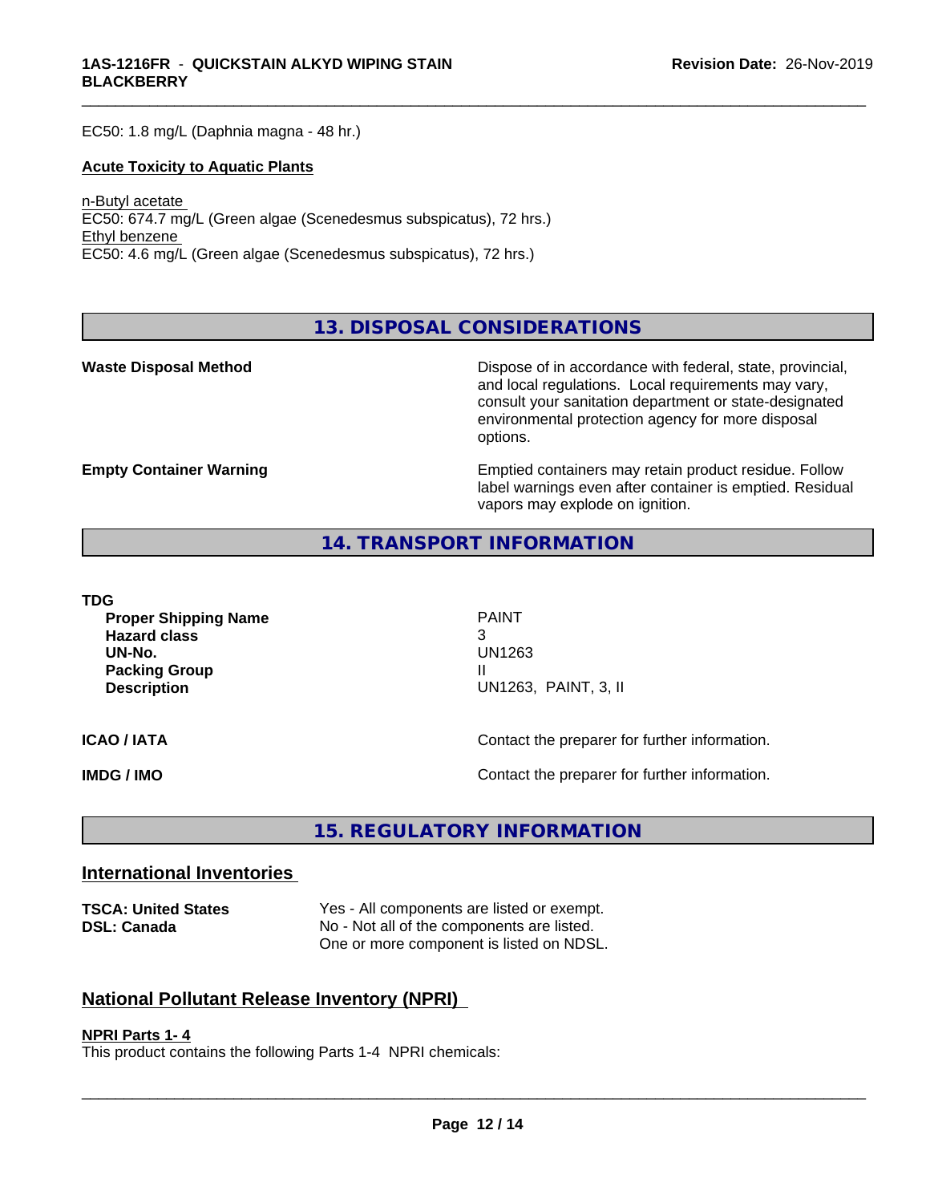EC50: 1.8 mg/L (Daphnia magna - 48 hr.)

**Acute Toxicity to Aquatic Plants**

n-Butyl acetate
EC50: 674.7 mg/L (Green algae (Scenedesmus subspicatus), 72 hrs.)
Ethyl benzene
EC50: 4.6 mg/L (Green algae (Scenedesmus subspicatus), 72 hrs.)

## 13. DISPOSAL CONSIDERATIONS

| | |
|---|---|
| **Waste Disposal Method** | Dispose of in accordance with federal, state, provincial, and local regulations. Local requirements may vary, consult your sanitation department or state-designated environmental protection agency for more disposal options. |
| **Empty Container Warning** | Emptied containers may retain product residue. Follow label warnings even after container is emptied. Residual vapors may explode on ignition. |

## 14. TRANSPORT INFORMATION

**TDG**

| | |
|---|---|
| **Proper Shipping Name** | PAINT |
| **Hazard class** | 3 |
| **UN-No.** | UN1263 |
| **Packing Group** | II |
| **Description** | UN1263, PAINT, 3, II |

| | |
|---|---|
| **ICAO / IATA** | Contact the preparer for further information. |
| **IMDG / IMO** | Contact the preparer for further information. |

## 15. REGULATORY INFORMATION

### International Inventories

| | |
|---|---|
| **TSCA: United States** | Yes - All components are listed or exempt. |
| **DSL: Canada** | No - Not all of the components are listed. One or more component is listed on NDSL. |

### National Pollutant Release Inventory (NPRI)

**NPRI Parts 1- 4**
This product contains the following Parts 1-4 NPRI chemicals: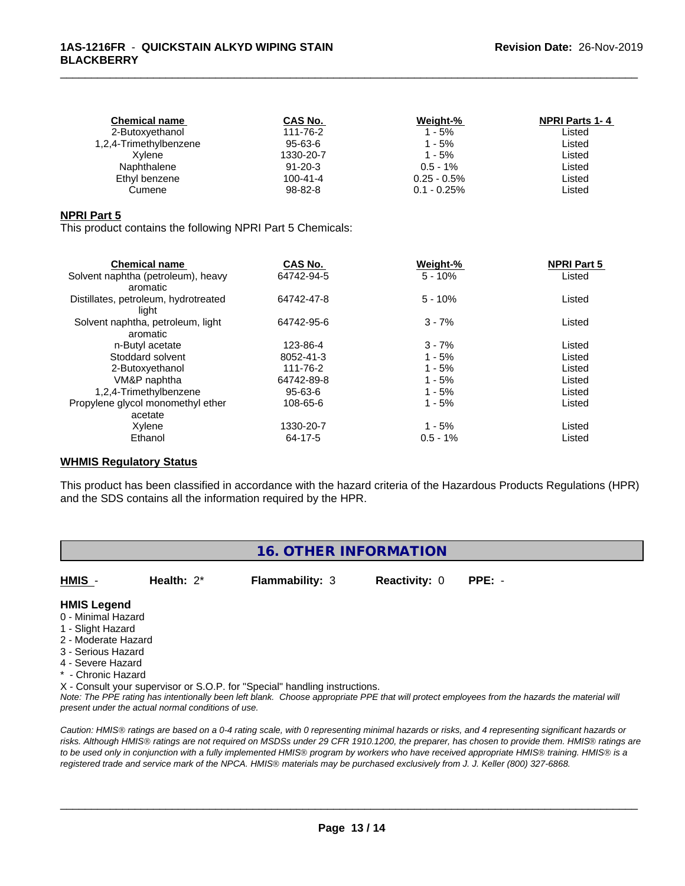| Chemical name | CAS No. | Weight-% | NPRI Parts 1- 4 |
|---|---|---|---|
| 2-Butoxyethanol | 111-76-2 | 1 - 5% | Listed |
| 1,2,4-Trimethylbenzene | 95-63-6 | 1 - 5% | Listed |
| Xylene | 1330-20-7 | 1 - 5% | Listed |
| Naphthalene | 91-20-3 | 0.5 - 1% | Listed |
| Ethyl benzene | 100-41-4 | 0.25 - 0.5% | Listed |
| Cumene | 98-82-8 | 0.1 - 0.25% | Listed |

**NPRI Part 5**

This product contains the following NPRI Part 5 Chemicals:

| Chemical name | CAS No. | Weight-% | NPRI Part 5 |
|---|---|---|---|
| Solvent naphtha (petroleum), heavy aromatic | 64742-94-5 | 5 - 10% | Listed |
| Distillates, petroleum, hydrotreated light | 64742-47-8 | 5 - 10% | Listed |
| Solvent naphtha, petroleum, light aromatic | 64742-95-6 | 3 - 7% | Listed |
| n-Butyl acetate | 123-86-4 | 3 - 7% | Listed |
| Stoddard solvent | 8052-41-3 | 1 - 5% | Listed |
| 2-Butoxyethanol | 111-76-2 | 1 - 5% | Listed |
| VM&P naphtha | 64742-89-8 | 1 - 5% | Listed |
| 1,2,4-Trimethylbenzene | 95-63-6 | 1 - 5% | Listed |
| Propylene glycol monomethyl ether acetate | 108-65-6 | 1 - 5% | Listed |
| Xylene | 1330-20-7 | 1 - 5% | Listed |
| Ethanol | 64-17-5 | 0.5 - 1% | Listed |

**WHMIS Regulatory Status**

This product has been classified in accordance with the hazard criteria of the Hazardous Products Regulations (HPR) and the SDS contains all the information required by the HPR.

## 16. OTHER INFORMATION

**HMIS** - **Health:** 2* **Flammability:** 3 **Reactivity:** 0 **PPE:** -

**HMIS Legend**

0 - Minimal Hazard
1 - Slight Hazard
2 - Moderate Hazard
3 - Serious Hazard
4 - Severe Hazard
* - Chronic Hazard
X - Consult your supervisor or S.O.P. for "Special" handling instructions.

*Note: The PPE rating has intentionally been left blank. Choose appropriate PPE that will protect employees from the hazards the material will present under the actual normal conditions of use.*

*Caution: HMIS® ratings are based on a 0-4 rating scale, with 0 representing minimal hazards or risks, and 4 representing significant hazards or risks. Although HMIS® ratings are not required on MSDSs under 29 CFR 1910.1200, the preparer, has chosen to provide them. HMIS® ratings are to be used only in conjunction with a fully implemented HMIS® program by workers who have received appropriate HMIS® training. HMIS® is a registered trade and service mark of the NPCA. HMIS® materials may be purchased exclusively from J. J. Keller (800) 327-6868.*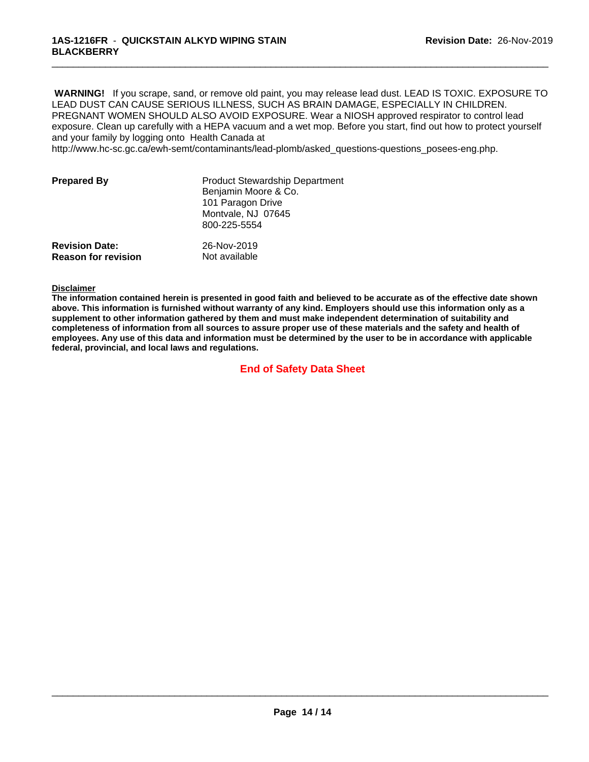**WARNING!** If you scrape, sand, or remove old paint, you may release lead dust. LEAD IS TOXIC. EXPOSURE TO LEAD DUST CAN CAUSE SERIOUS ILLNESS, SUCH AS BRAIN DAMAGE, ESPECIALLY IN CHILDREN. PREGNANT WOMEN SHOULD ALSO AVOID EXPOSURE. Wear a NIOSH approved respirator to control lead exposure. Clean up carefully with a HEPA vacuum and a wet mop. Before you start, find out how to protect yourself and your family by logging onto Health Canada at http://www.hc-sc.gc.ca/ewh-semt/contaminants/lead-plomb/asked_questions-questions_posees-eng.php.

| | |
|---|---|
| **Prepared By** | Product Stewardship Department<br>Benjamin Moore & Co.<br>101 Paragon Drive<br>Montvale, NJ 07645<br>800-225-5554 |
| **Revision Date:** | 26-Nov-2019 |
| **Reason for revision** | Not available |

**Disclaimer**

**The information contained herein is presented in good faith and believed to be accurate as of the effective date shown above. This information is furnished without warranty of any kind. Employers should use this information only as a supplement to other information gathered by them and must make independent determination of suitability and completeness of information from all sources to assure proper use of these materials and the safety and health of employees. Any use of this data and information must be determined by the user to be in accordance with applicable federal, provincial, and local laws and regulations.**

**End of Safety Data Sheet**